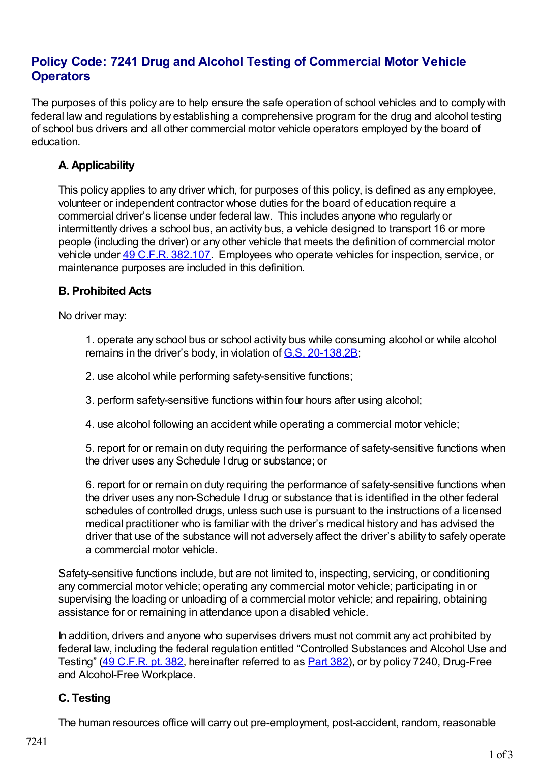# Policy Code: 7241 Drug and Alcohol Testing of Commercial Motor Vehicle Operators

The purposes of this policy are to help ensure the safe operation of school vehicles and to comply with federal law and regulations by establishing a comprehensive program for the drug and alcohol testing of school bus drivers and all other commercial motor vehicle operators employed by the board of education.

## A. Applicability

This policy applies to any driver which, for purposes of this policy, is defined as any employee, volunteer or independent contractor whose duties for the board of education require a commercial driver's license under federal law. This includes anyone who regularly or intermittently drives a school bus, an activity bus, a vehicle designed to transport 16 or more people (including the driver) or any other vehicle that meets the definition of commercial motor vehicle under 49 C.F.R. 382.107. Employees who operate vehicles for inspection, service, or maintenance purposes are included in this definition.

## B. Prohibited Acts

No driver may:

1. operate any school bus or school activity bus while consuming alcohol or while alcohol remains in the driver's body, in violation of G.S. 20-138.2B;

2. use alcohol while performing safety-sensitive functions;

3. perform safety-sensitive functions within four hours after using alcohol;

4. use alcohol following an accident while operating a commercial motor vehicle;

5. report for or remain on duty requiring the performance of safety-sensitive functions when the driver uses any Schedule I drug or substance; or

6. report for or remain on duty requiring the performance of safety-sensitive functions when the driver uses any non-Schedule I drug or substance that is identified in the other federal schedules of controlled drugs, unless such use is pursuant to the instructions of a licensed medical practitioner who is familiar with the driver's medical history and has advised the driver that use of the substance will not adversely affect the driver's ability to safely operate a commercial motor vehicle.

Safety-sensitive functions include, but are not limited to, inspecting, servicing, or conditioning any commercial motor vehicle; operating any commercial motor vehicle; participating in or supervising the loading or unloading of a commercial motor vehicle; and repairing, obtaining assistance for or remaining in attendance upon a disabled vehicle.

In addition, drivers and anyone who supervises drivers must not commit any act prohibited by federal law, including the federal regulation entitled "Controlled Substances and Alcohol Use and Testing" (49 C.F.R. pt. 382, hereinafter referred to as Part 382), or by policy 7240, Drug-Free and Alcohol-Free Workplace.

## C. Testing

The human resources office will carry out pre-employment, post-accident, random, reasonable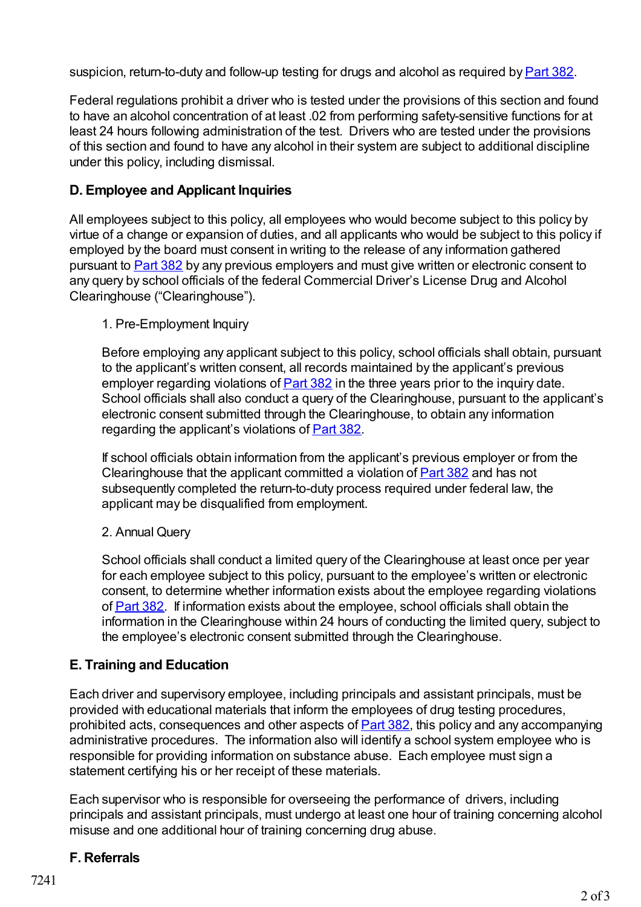suspicion, return-to-duty and follow-up testing for drugs and alcohol as required by Part 382.

Federal regulations prohibit a driver who is tested under the provisions of this section and found to have an alcohol concentration of at least .02 from performing safety-sensitive functions for at least 24 hours following administration of the test. Drivers who are tested under the provisions of this section and found to have any alcohol in their system are subject to additional discipline under this policy, including dismissal.

### D. Employee and Applicant Inquiries

All employees subject to this policy, all employees who would become subject to this policy by virtue of a change or expansion of duties, and all applicants who would be subject to this policy if employed by the board must consent in writing to the release of any information gathered pursuant to Part 382 by any previous employers and must give written or electronic consent to any query by school officials of the federal Commercial Driver's License Drug and Alcohol Clearinghouse ("Clearinghouse").

1. Pre-Employment Inquiry

   Before employing any applicant subject to this policy, school officials shall obtain, pursuant to the applicant's written consent, all records maintained by the applicant's previous employer regarding violations of Part 382 in the three years prior to the inquiry date. School officials shall also conduct a query of the Clearinghouse, pursuant to the applicant's electronic consent submitted through the Clearinghouse, to obtain any information regarding the applicant's violations of Part 382.

   If school officials obtain information from the applicant's previous employer or from the Clearinghouse that the applicant committed a violation of Part 382 and has not subsequently completed the return-to-duty process required under federal law, the applicant may be disqualified from employment.

2. Annual Query

   School officials shall conduct a limited query of the Clearinghouse at least once per year for each employee subject to this policy, pursuant to the employee's written or electronic consent, to determine whether information exists about the employee regarding violations of Part 382. If information exists about the employee, school officials shall obtain the information in the Clearinghouse within 24 hours of conducting the limited query, subject to the employee's electronic consent submitted through the Clearinghouse.

### E. Training and Education

Each driver and supervisory employee, including principals and assistant principals, must be provided with educational materials that inform the employees of drug testing procedures, prohibited acts, consequences and other aspects of Part 382, this policy and any accompanying administrative procedures. The information also will identify a school system employee who is responsible for providing information on substance abuse. Each employee must sign a statement certifying his or her receipt of these materials.

Each supervisor who is responsible for overseeing the performance of drivers, including principals and assistant principals, must undergo at least one hour of training concerning alcohol misuse and one additional hour of training concerning drug abuse.

### F. Referrals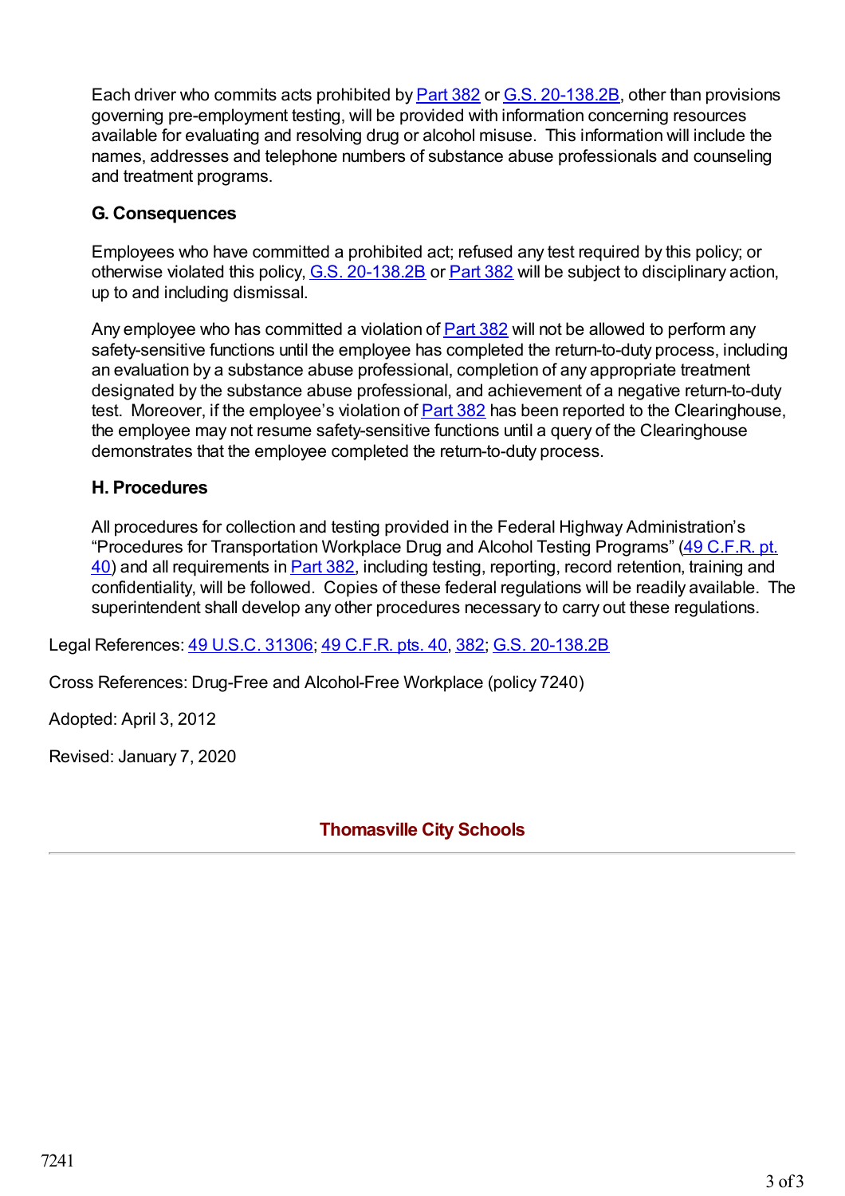Each driver who commits acts prohibited by Part 382 or G.S. 20-138.2B, other than provisions governing pre-employment testing, will be provided with information concerning resources available for evaluating and resolving drug or alcohol misuse. This information will include the names, addresses and telephone numbers of substance abuse professionals and counseling and treatment programs.

### G. Consequences

Employees who have committed a prohibited act; refused any test required by this policy; or otherwise violated this policy, G.S. 20-138.2B or Part 382 will be subject to disciplinary action, up to and including dismissal.

Any employee who has committed a violation of Part 382 will not be allowed to perform any safety-sensitive functions until the employee has completed the return-to-duty process, including an evaluation by a substance abuse professional, completion of any appropriate treatment designated by the substance abuse professional, and achievement of a negative return-to-duty test. Moreover, if the employee's violation of Part 382 has been reported to the Clearinghouse, the employee may not resume safety-sensitive functions until a query of the Clearinghouse demonstrates that the employee completed the return-to-duty process.

### H. Procedures

All procedures for collection and testing provided in the Federal Highway Administration's "Procedures for Transportation Workplace Drug and Alcohol Testing Programs" (49 C.F.R. pt. 40) and all requirements in Part 382, including testing, reporting, record retention, training and confidentiality, will be followed. Copies of these federal regulations will be readily available. The superintendent shall develop any other procedures necessary to carry out these regulations.

Legal References: 49 U.S.C. 31306; 49 C.F.R. pts. 40, 382; G.S. 20-138.2B

Cross References: Drug-Free and Alcohol-Free Workplace (policy 7240)

Adopted: April 3, 2012

Revised: January 7, 2020

**Thomasville City Schools**